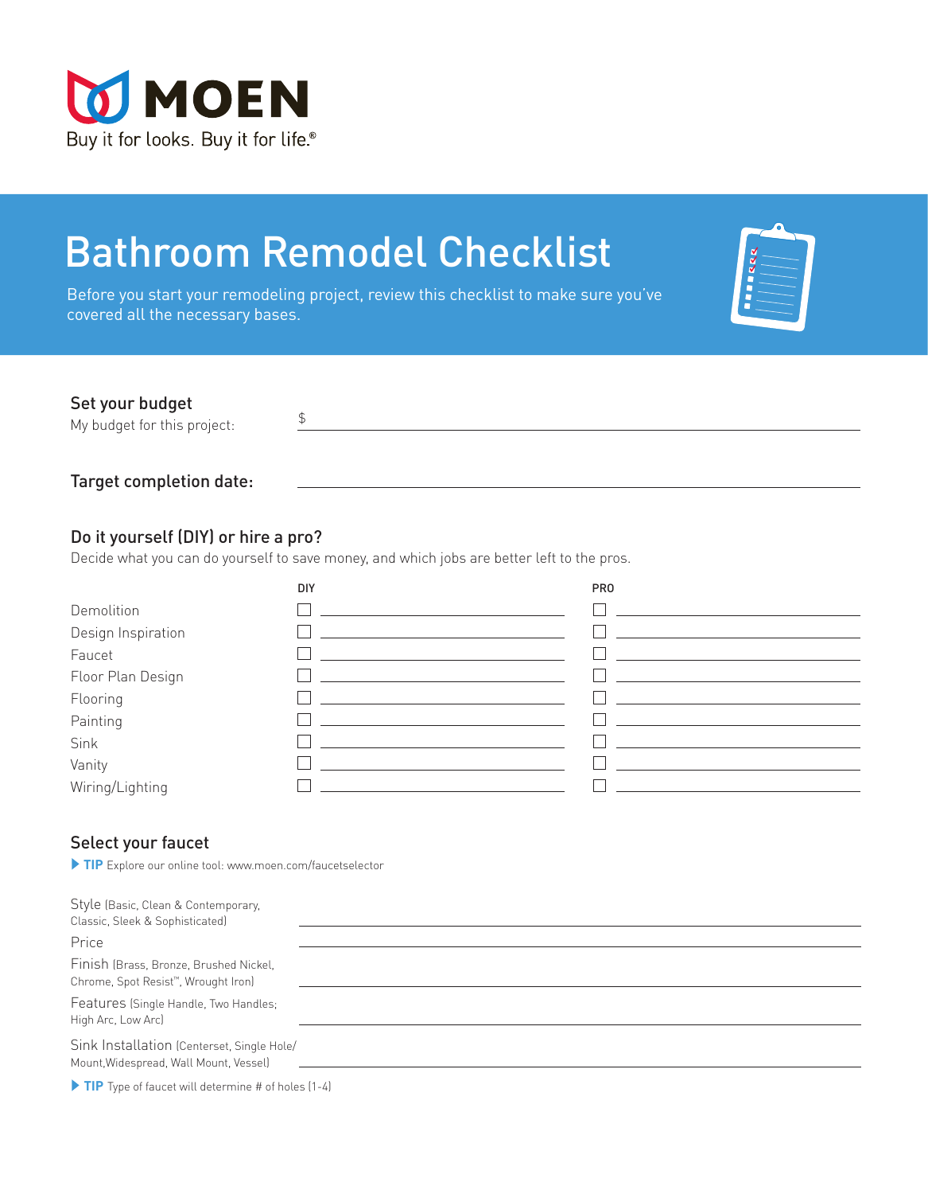MOEN

Buy it for looks. Buy it for life.®

# Bathroom Remodel Checklist

Before you start your remodeling project, review this checklist to make sure you've covered all the necessary bases.

## Set your budget

My budget for this project: $ \_\_\_\_\_\_\_\_\_\_\_\_\_\_\_\_\_\_\_\_

## Target completion date:

\_\_\_\_\_\_\_\_\_\_\_\_\_\_\_\_\_\_\_\_

## Do it yourself (DIY) or hire a pro?

Decide what you can do yourself to save money, and which jobs are better left to the pros.

| | DIY | PRO |
|---|---|---|
| Demolition | ☐ | ☐ |
| Design Inspiration | ☐ | ☐ |
| Faucet | ☐ | ☐ |
| Floor Plan Design | ☐ | ☐ |
| Flooring | ☐ | ☐ |
| Painting | ☐ | ☐ |
| Sink | ☐ | ☐ |
| Vanity | ☐ | ☐ |
| Wiring/Lighting | ☐ | ☐ |

## Select your faucet

▶ **TIP** Explore our online tool: www.moen.com/faucetselector

| | |
|---|---|
| Style (Basic, Clean & Contemporary, Classic, Sleek & Sophisticated) | |
| Price | |
| Finish (Brass, Bronze, Brushed Nickel, Chrome, Spot Resist™, Wrought Iron) | |
| Features (Single Handle, Two Handles; High Arc, Low Arc) | |
| Sink Installation (Centerset, Single Hole/Mount,Widespread, Wall Mount, Vessel) | |

▶ **TIP** Type of faucet will determine # of holes (1-4)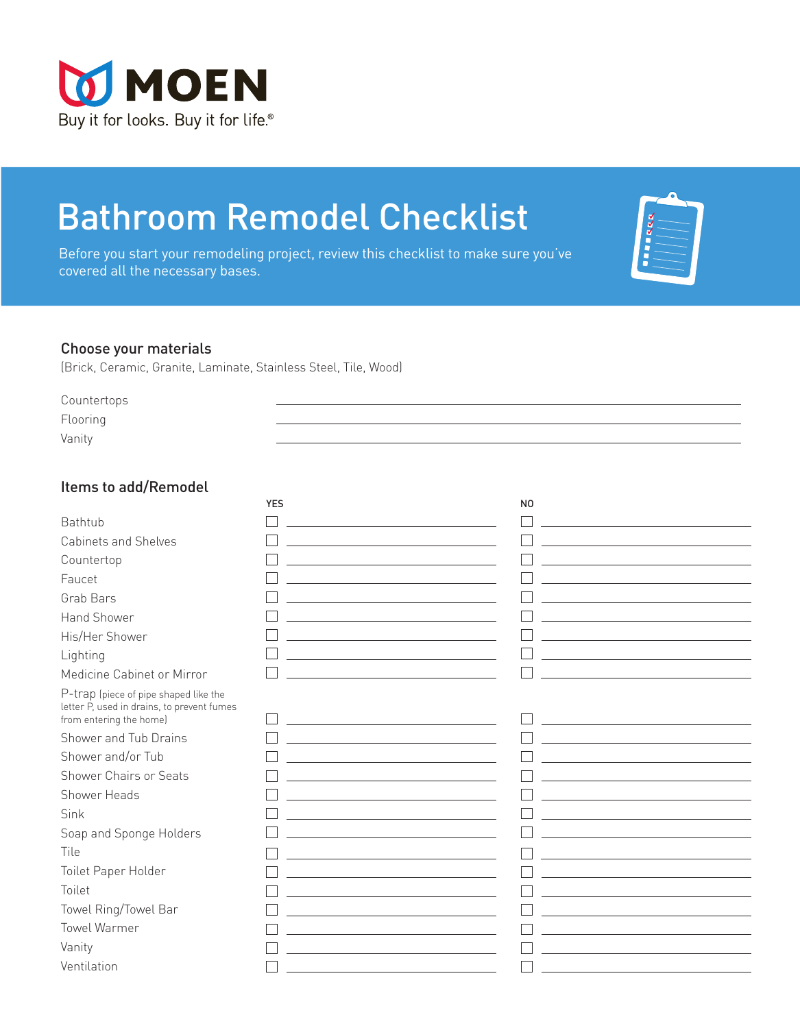MOEN

Buy it for looks. Buy it for life.®

# Bathroom Remodel Checklist

Before you start your remodeling project, review this checklist to make sure you've covered all the necessary bases.

## Choose your materials

(Brick, Ceramic, Granite, Laminate, Stainless Steel, Tile, Wood)

Countertops ______________________

Flooring ______________________

Vanity ______________________

## Items to add/Remodel

| | YES | NO |
|---|---|---|
| Bathtub | ☐ ____________ | ☐ ____________ |
| Cabinets and Shelves | ☐ ____________ | ☐ ____________ |
| Countertop | ☐ ____________ | ☐ ____________ |
| Faucet | ☐ ____________ | ☐ ____________ |
| Grab Bars | ☐ ____________ | ☐ ____________ |
| Hand Shower | ☐ ____________ | ☐ ____________ |
| His/Her Shower | ☐ ____________ | ☐ ____________ |
| Lighting | ☐ ____________ | ☐ ____________ |
| Medicine Cabinet or Mirror | ☐ ____________ | ☐ ____________ |
| P-trap (piece of pipe shaped like the letter P, used in drains, to prevent fumes from entering the home) | ☐ ____________ | ☐ ____________ |
| Shower and Tub Drains | ☐ ____________ | ☐ ____________ |
| Shower and/or Tub | ☐ ____________ | ☐ ____________ |
| Shower Chairs or Seats | ☐ ____________ | ☐ ____________ |
| Shower Heads | ☐ ____________ | ☐ ____________ |
| Sink | ☐ ____________ | ☐ ____________ |
| Soap and Sponge Holders | ☐ ____________ | ☐ ____________ |
| Tile | ☐ ____________ | ☐ ____________ |
| Toilet Paper Holder | ☐ ____________ | ☐ ____________ |
| Toilet | ☐ ____________ | ☐ ____________ |
| Towel Ring/Towel Bar | ☐ ____________ | ☐ ____________ |
| Towel Warmer | ☐ ____________ | ☐ ____________ |
| Vanity | ☐ ____________ | ☐ ____________ |
| Ventilation | ☐ ____________ | ☐ ____________ |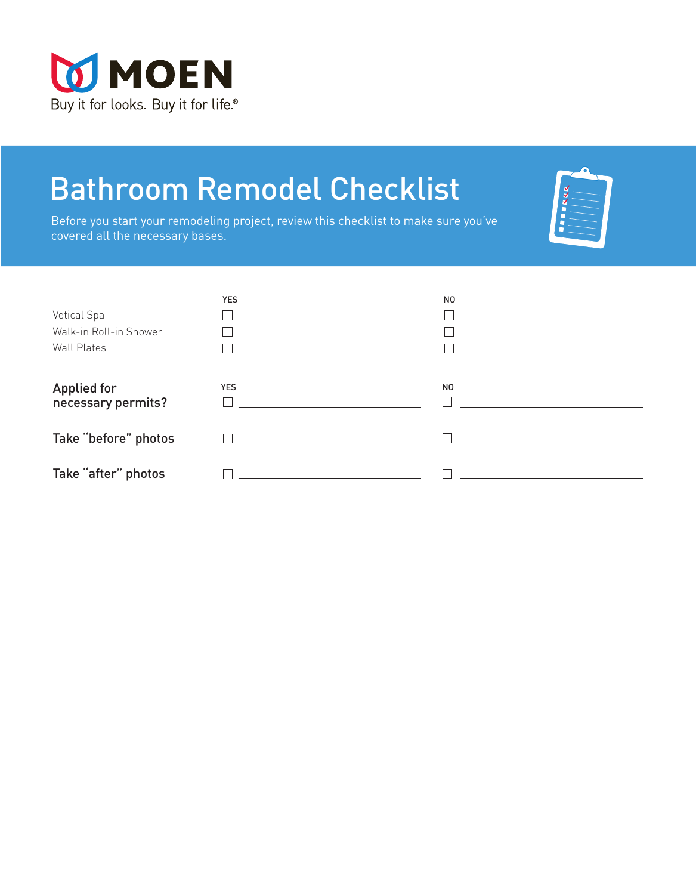MOEN

Buy it for looks. Buy it for life.®

# Bathroom Remodel Checklist

Before you start your remodeling project, review this checklist to make sure you've covered all the necessary bases.

| | YES | NO |
|---|---|---|
| Vetical Spa | ☐ ______ | ☐ ______ |
| Walk-in Roll-in Shower | ☐ ______ | ☐ ______ |
| Wall Plates | ☐ ______ | ☐ ______ |

| | YES | NO |
|---|---|---|
| **Applied for necessary permits?** | ☐ ______ | ☐ ______ |
| **Take "before" photos** | ☐ ______ | ☐ ______ |
| **Take "after" photos** | ☐ ______ | ☐ ______ |